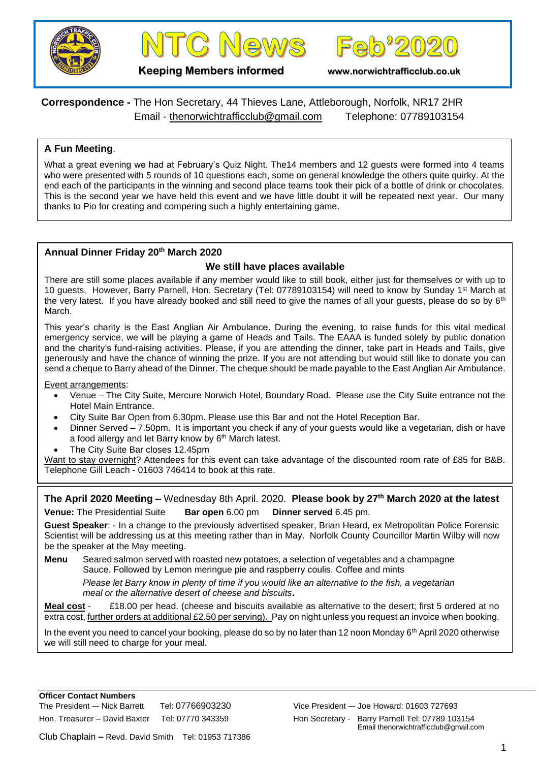# NTC News Feb'2020

**Keeping Members informed** www.norwichtrafficclub.co.uk

**Correspondence -** The Hon Secretary, 44 Thieves Lane, Attleborough, Norfolk, NR17 2HR
Email - thenorwichtrafficclub@gmail.com Telephone: 07789103154

## A Fun Meeting.

What a great evening we had at February's Quiz Night. The14 members and 12 guests were formed into 4 teams who were presented with 5 rounds of 10 questions each, some on general knowledge the others quite quirky. At the end each of the participants in the winning and second place teams took their pick of a bottle of drink or chocolates. This is the second year we have held this event and we have little doubt it will be repeated next year. Our many thanks to Pio for creating and compering such a highly entertaining game.

## Annual Dinner Friday 20th March 2020

**We still have places available**

There are still some places available if any member would like to still book, either just for themselves or with up to 10 guests. However, Barry Parnell, Hon. Secretary (Tel: 07789103154) will need to know by Sunday 1st March at the very latest. If you have already booked and still need to give the names of all your guests, please do so by 6th March.

This year's charity is the East Anglian Air Ambulance. During the evening, to raise funds for this vital medical emergency service, we will be playing a game of Heads and Tails. The EAAA is funded solely by public donation and the charity's fund-raising activities. Please, if you are attending the dinner, take part in Heads and Tails, give generously and have the chance of winning the prize. If you are not attending but would still like to donate you can send a cheque to Barry ahead of the Dinner. The cheque should be made payable to the East Anglian Air Ambulance.

Event arrangements:

- Venue – The City Suite, Mercure Norwich Hotel, Boundary Road. Please use the City Suite entrance not the Hotel Main Entrance.
- City Suite Bar Open from 6.30pm. Please use this Bar and not the Hotel Reception Bar.
- Dinner Served – 7.50pm. It is important you check if any of your guests would like a vegetarian, dish or have a food allergy and let Barry know by 6th March latest.
- The City Suite Bar closes 12.45pm

Want to stay overnight? Attendees for this event can take advantage of the discounted room rate of £85 for B&B. Telephone Gill Leach - 01603 746414 to book at this rate.

## The April 2020 Meeting – Wednesday 8th April. 2020. Please book by 27th March 2020 at the latest

**Venue:** The Presidential Suite **Bar open** 6.00 pm **Dinner served** 6.45 pm.

**Guest Speaker**: - In a change to the previously advertised speaker, Brian Heard, ex Metropolitan Police Forensic Scientist will be addressing us at this meeting rather than in May. Norfolk County Councillor Martin Wilby will now be the speaker at the May meeting.

**Menu** Seared salmon served with roasted new potatoes, a selection of vegetables and a champagne Sauce. Followed by Lemon meringue pie and raspberry coulis. Coffee and mints

*Please let Barry know in plenty of time if you would like an alternative to the fish, a vegetarian meal or the alternative desert of cheese and biscuits***.**

**Meal cost** - £18.00 per head. (cheese and biscuits available as alternative to the desert; first 5 ordered at no extra cost, further orders at additional £2.50 per serving). Pay on night unless you request an invoice when booking.

In the event you need to cancel your booking, please do so by no later than 12 noon Monday 6th April 2020 otherwise we will still need to charge for your meal.

**Officer Contact Numbers**

The President –- Nick Barrett Tel: 07766903230
Vice President –- Joe Howard: 01603 727693
Hon. Treasurer – David Baxter Tel: 07770 343359
Hon Secretary - Barry Parnell Tel: 07789 103154
Email thenorwichtrafficclub@gmail.com
Club Chaplain – Revd. David Smith Tel: 01953 717386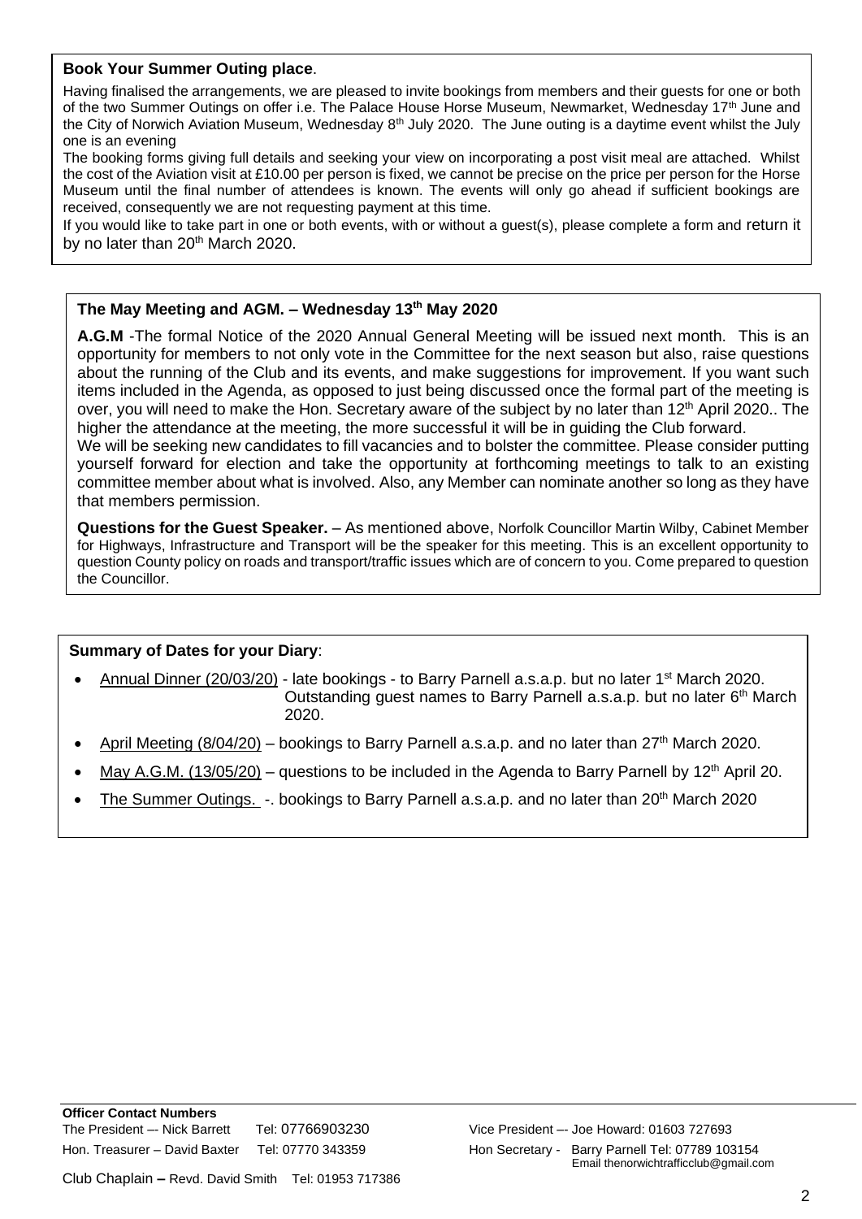**Book Your Summer Outing place**.

Having finalised the arrangements, we are pleased to invite bookings from members and their guests for one or both of the two Summer Outings on offer i.e. The Palace House Horse Museum, Newmarket, Wednesday 17th June and the City of Norwich Aviation Museum, Wednesday 8th July 2020. The June outing is a daytime event whilst the July one is an evening

The booking forms giving full details and seeking your view on incorporating a post visit meal are attached. Whilst the cost of the Aviation visit at £10.00 per person is fixed, we cannot be precise on the price per person for the Horse Museum until the final number of attendees is known. The events will only go ahead if sufficient bookings are received, consequently we are not requesting payment at this time.

If you would like to take part in one or both events, with or without a guest(s), please complete a form and return it by no later than 20th March 2020.

**The May Meeting and AGM. – Wednesday 13th May 2020**

**A.G.M** -The formal Notice of the 2020 Annual General Meeting will be issued next month. This is an opportunity for members to not only vote in the Committee for the next season but also, raise questions about the running of the Club and its events, and make suggestions for improvement. If you want such items included in the Agenda, as opposed to just being discussed once the formal part of the meeting is over, you will need to make the Hon. Secretary aware of the subject by no later than 12th April 2020.. The higher the attendance at the meeting, the more successful it will be in guiding the Club forward.

We will be seeking new candidates to fill vacancies and to bolster the committee. Please consider putting yourself forward for election and take the opportunity at forthcoming meetings to talk to an existing committee member about what is involved. Also, any Member can nominate another so long as they have that members permission.

**Questions for the Guest Speaker.** – As mentioned above, Norfolk Councillor Martin Wilby, Cabinet Member for Highways, Infrastructure and Transport will be the speaker for this meeting. This is an excellent opportunity to question County policy on roads and transport/traffic issues which are of concern to you. Come prepared to question the Councillor.

**Summary of Dates for your Diary**:

- Annual Dinner (20/03/20) - late bookings - to Barry Parnell a.s.a.p. but no later 1st March 2020. Outstanding guest names to Barry Parnell a.s.a.p. but no later 6th March 2020.
- April Meeting (8/04/20) – bookings to Barry Parnell a.s.a.p. and no later than 27th March 2020.
- May A.G.M. (13/05/20) – questions to be included in the Agenda to Barry Parnell by 12th April 20.
- The Summer Outings. -. bookings to Barry Parnell a.s.a.p. and no later than 20th March 2020

**Officer Contact Numbers**

The President –- Nick Barrett Tel: 07766903230

Vice President –- Joe Howard: 01603 727693

Hon. Treasurer – David Baxter Tel: 07770 343359

Hon Secretary - Barry Parnell Tel: 07789 103154 Email thenorwichtrafficclub@gmail.com

Club Chaplain – Revd. David Smith Tel: 01953 717386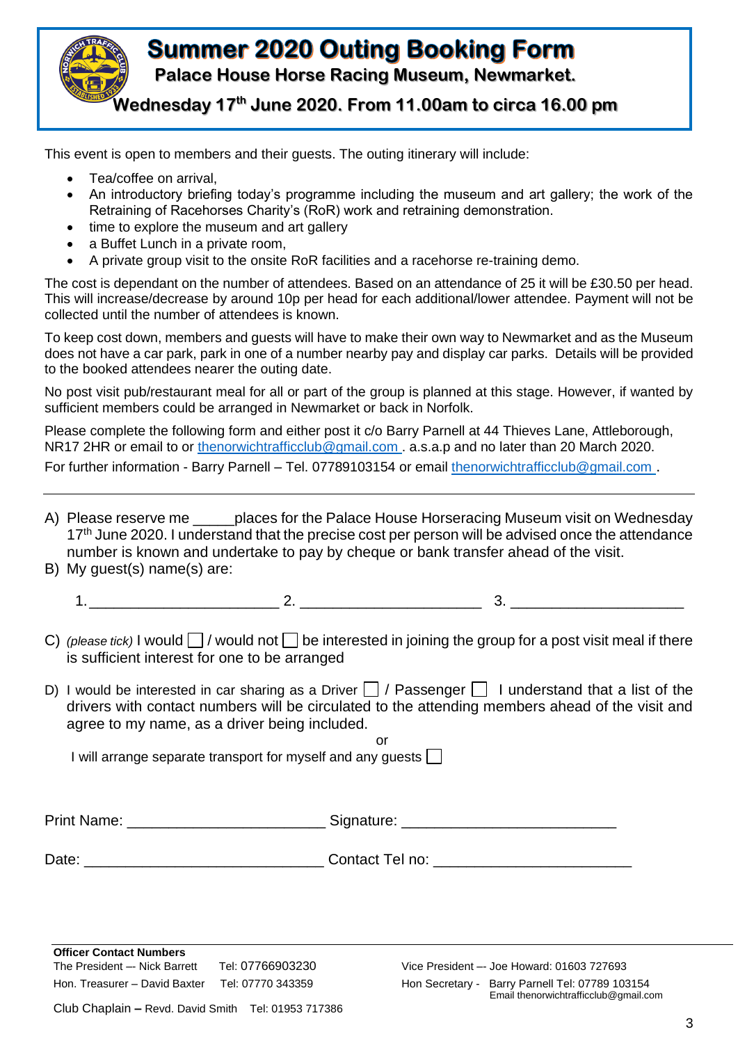# Summer 2020 Outing Booking Form

## Palace House Horse Racing Museum, Newmarket.

### Wednesday 17th June 2020. From 11.00am to circa 16.00 pm

This event is open to members and their guests. The outing itinerary will include:

- Tea/coffee on arrival,
- An introductory briefing today's programme including the museum and art gallery; the work of the Retraining of Racehorses Charity's (RoR) work and retraining demonstration.
- time to explore the museum and art gallery
- a Buffet Lunch in a private room,
- A private group visit to the onsite RoR facilities and a racehorse re-training demo.

The cost is dependant on the number of attendees. Based on an attendance of 25 it will be £30.50 per head. This will increase/decrease by around 10p per head for each additional/lower attendee. Payment will not be collected until the number of attendees is known.

To keep cost down, members and guests will have to make their own way to Newmarket and as the Museum does not have a car park, park in one of a number nearby pay and display car parks. Details will be provided to the booked attendees nearer the outing date.

No post visit pub/restaurant meal for all or part of the group is planned at this stage. However, if wanted by sufficient members could be arranged in Newmarket or back in Norfolk.

Please complete the following form and either post it c/o Barry Parnell at 44 Thieves Lane, Attleborough, NR17 2HR or email to or thenorwichtrafficclub@gmail.com . a.s.a.p and no later than 20 March 2020.

For further information - Barry Parnell – Tel. 07789103154 or email thenorwichtrafficclub@gmail.com .

---

A) Please reserve me _____places for the Palace House Horseracing Museum visit on Wednesday 17th June 2020. I understand that the precise cost per person will be advised once the attendance number is known and undertake to pay by cheque or bank transfer ahead of the visit.

B) My guest(s) name(s) are:

1.______________________ 2. _____________________ 3. ____________________

C) *(please tick)* I would ☐ / would not ☐ be interested in joining the group for a post visit meal if there is sufficient interest for one to be arranged

D) I would be interested in car sharing as a Driver ☐ / Passenger ☐ I understand that a list of the drivers with contact numbers will be circulated to the attending members ahead of the visit and agree to my name, as a driver being included.

or

I will arrange separate transport for myself and any guests ☐

Print Name: ______________________ Signature: ________________________

Date: ____________________________ Contact Tel no: ______________________

**Officer Contact Numbers**

The President –- Nick Barrett Tel: 07766903230

Hon. Treasurer – David Baxter Tel: 07770 343359

Club Chaplain – Revd. David Smith Tel: 01953 717386

Vice President –- Joe Howard: 01603 727693

Hon Secretary - Barry Parnell Tel: 07789 103154 Email thenorwichtrafficclub@gmail.com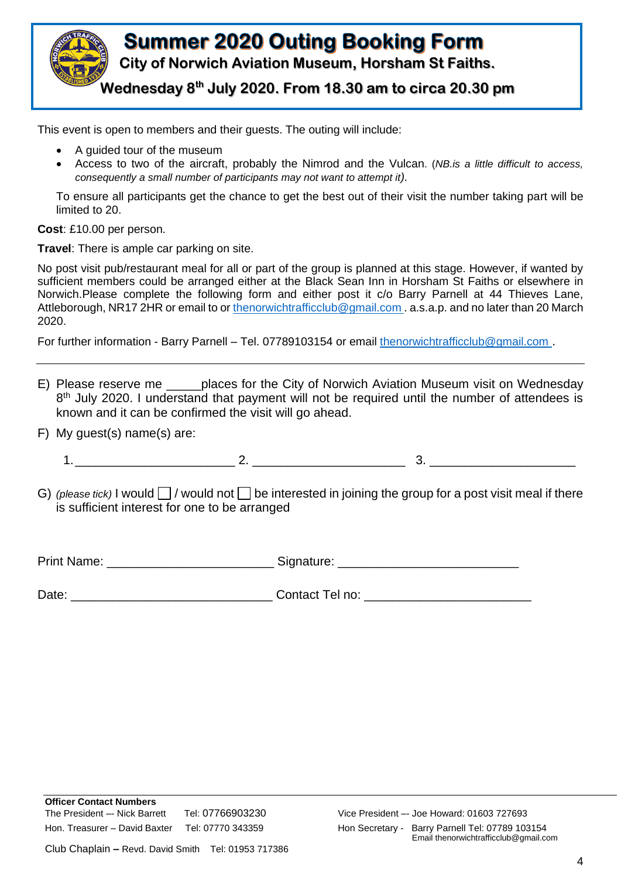# Summer 2020 Outing Booking Form

## City of Norwich Aviation Museum, Horsham St Faiths.

### Wednesday 8th July 2020. From 18.30 am to circa 20.30 pm

This event is open to members and their guests. The outing will include:

- A guided tour of the museum
- Access to two of the aircraft, probably the Nimrod and the Vulcan. (*NB.is a little difficult to access, consequently a small number of participants may not want to attempt it).*

To ensure all participants get the chance to get the best out of their visit the number taking part will be limited to 20.

**Cost**: £10.00 per person.

**Travel**: There is ample car parking on site.

No post visit pub/restaurant meal for all or part of the group is planned at this stage. However, if wanted by sufficient members could be arranged either at the Black Sean Inn in Horsham St Faiths or elsewhere in Norwich.Please complete the following form and either post it c/o Barry Parnell at 44 Thieves Lane, Attleborough, NR17 2HR or email to or thenorwichtrafficclub@gmail.com . a.s.a.p. and no later than 20 March 2020.

For further information - Barry Parnell – Tel. 07789103154 or email thenorwichtrafficclub@gmail.com .

---

E) Please reserve me _____places for the City of Norwich Aviation Museum visit on Wednesday 8th July 2020. I understand that payment will not be required until the number of attendees is known and it can be confirmed the visit will go ahead.

F) My guest(s) name(s) are:

1. ______________________ 2. _____________________ 3. ____________________

G) *(please tick)* I would ☐ / would not ☐ be interested in joining the group for a post visit meal if there is sufficient interest for one to be arranged

Print Name: _______________________ Signature: _________________________

Date: ____________________________ Contact Tel no: _______________________

**Officer Contact Numbers**

The President –- Nick Barrett Tel: 07766903230

Hon. Treasurer – David Baxter Tel: 07770 343359

Club Chaplain – Revd. David Smith Tel: 01953 717386

Vice President –- Joe Howard: 01603 727693

Hon Secretary - Barry Parnell Tel: 07789 103154
Email thenorwichtrafficclub@gmail.com